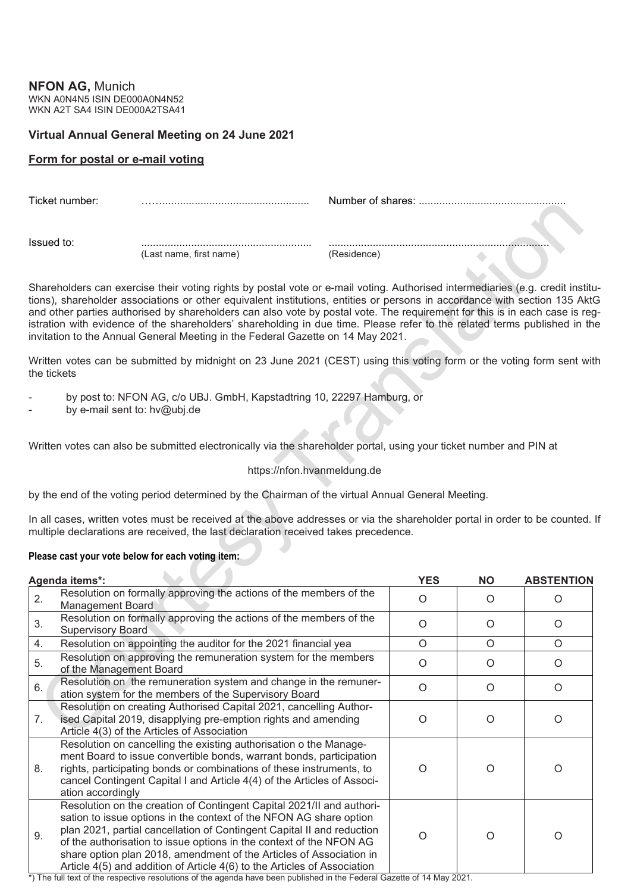**NFON AG,** Munich
WKN A0N4N5 ISIN DE000A0N4N52
WKN A2T SA4 ISIN DE000A2TSA41

**Virtual Annual General Meeting on 24 June 2021**

**Form for postal or e-mail voting**

Ticket number: ……............................................. Number of shares: .................................................

Issued to: ......................................................... (Last name, first name) ......................................................................... (Residence)

Shareholders can exercise their voting rights by postal vote or e-mail voting. Authorised intermediaries (e.g. credit institutions), shareholder associations or other equivalent institutions, entities or persons in accordance with section 135 AktG and other parties authorised by shareholders can also vote by postal vote. The requirement for this is in each case is registration with evidence of the shareholders' shareholding in due time. Please refer to the related terms published in the invitation to the Annual General Meeting in the Federal Gazette on 14 May 2021.

Written votes can be submitted by midnight on 23 June 2021 (CEST) using this voting form or the voting form sent with the tickets

- by post to: NFON AG, c/o UBJ. GmbH, Kapstadtring 10, 22297 Hamburg, or
- by e-mail sent to: hv@ubj.de

Written votes can also be submitted electronically via the shareholder portal, using your ticket number and PIN at

https://nfon.hvanmeldung.de

by the end of the voting period determined by the Chairman of the virtual Annual General Meeting.

In all cases, written votes must be received at the above addresses or via the shareholder portal in order to be counted. If multiple declarations are received, the last declaration received takes precedence.

**Please cast your vote below for each voting item:**

| | Agenda items*: | YES | NO | ABSTENTION |
|---|---|---|---|---|
| 2. | Resolution on formally approving the actions of the members of the Management Board | O | O | O |
| 3. | Resolution on formally approving the actions of the members of the Supervisory Board | O | O | O |
| 4. | Resolution on appointing the auditor for the 2021 financial yea | O | O | O |
| 5. | Resolution on approving the remuneration system for the members of the Management Board | O | O | O |
| 6. | Resolution on the remuneration system and change in the remuneration system for the members of the Supervisory Board | O | O | O |
| 7. | Resolution on creating Authorised Capital 2021, cancelling Authorised Capital 2019, disapplying pre-emption rights and amending Article 4(3) of the Articles of Association | O | O | O |
| 8. | Resolution on cancelling the existing authorisation o the Management Board to issue convertible bonds, warrant bonds, participation rights, participating bonds or combinations of these instruments, to cancel Contingent Capital I and Article 4(4) of the Articles of Association accordingly | O | O | O |
| 9. | Resolution on the creation of Contingent Capital 2021/II and authorisation to issue options in the context of the NFON AG share option plan 2021, partial cancellation of Contingent Capital II and reduction of the authorisation to issue options in the context of the NFON AG share option plan 2018, amendment of the Articles of Association in Article 4(5) and addition of Article 4(6) to the Articles of Association | O | O | O |

*) The full text of the respective resolutions of the agenda have been published in the Federal Gazette of 14 May 2021.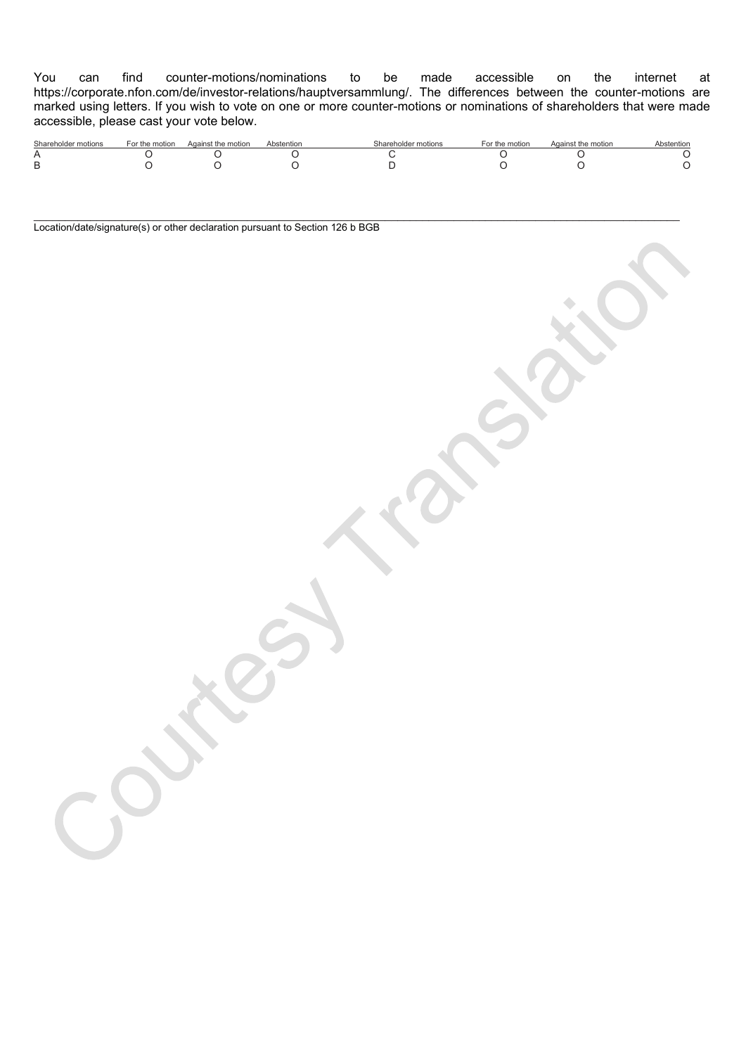You can find counter-motions/nominations to be made accessible on the internet at https://corporate.nfon.com/de/investor-relations/hauptversammlung/. The differences between the counter-motions are marked using letters. If you wish to vote on one or more counter-motions or nominations of shareholders that were made accessible, please cast your vote below.

| Shareholder motions | For the motion | Against the motion | Abstention | Shareholder motions | For the motion | Against the motion | Abstention |
|---|---|---|---|---|---|---|---|
| A | O | O | O | C | O | O | O |
| B | O | O | O | D | O | O | O |

\_\_\_\_\_\_\_\_\_\_\_\_\_\_\_\_\_\_\_\_\_\_\_\_\_\_\_\_\_\_\_\_\_\_\_\_\_\_\_\_\_\_\_\_\_\_\_\_\_\_\_\_\_\_\_\_\_\_\_\_\_\_\_\_\_\_\_\_\_\_\_\_\_\_\_\_\_\_

Location/date/signature(s) or other declaration pursuant to Section 126 b BGB

Courtesy Translation